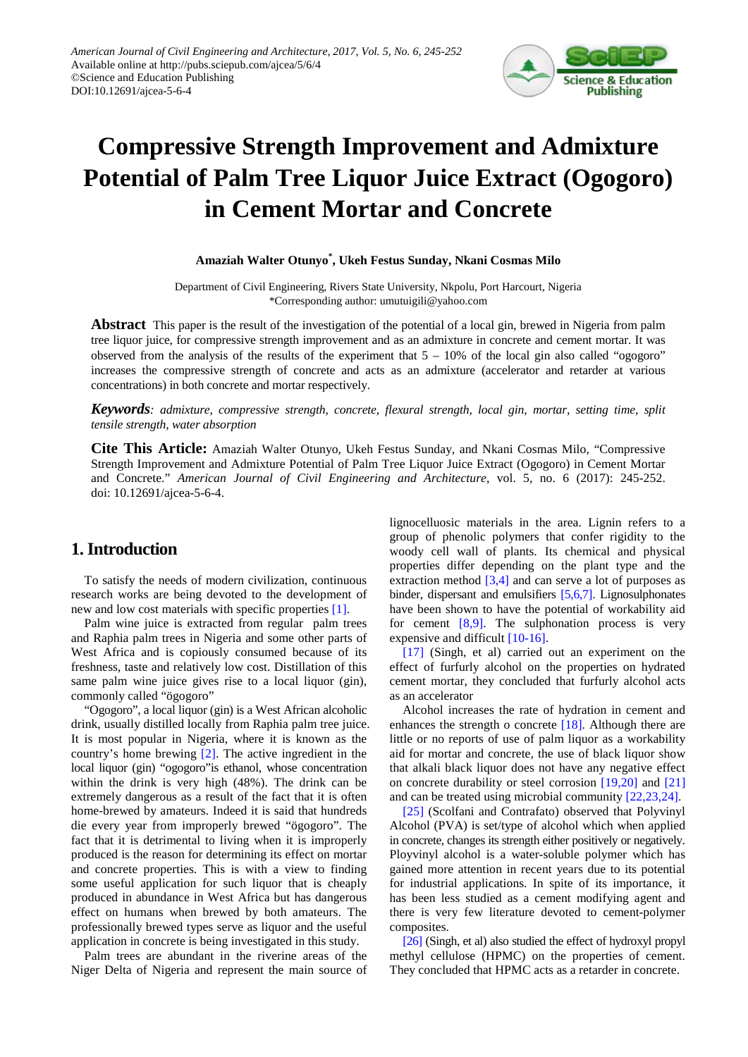# Compressive Strength Improvement and Admixture Potential of Palm Tree Liquor Juice Extract (Ogogoro) in Cement Mortar and Concrete

**Amaziah Walter Otunyo*, Ukeh Festus Sunday, Nkani Cosmas Milo**

Department of Civil Engineering, Rivers State University, Nkpolu, Port Harcourt, Nigeria
*Corresponding author: umutuigili@yahoo.com

**Abstract** This paper is the result of the investigation of the potential of a local gin, brewed in Nigeria from palm tree liquor juice, for compressive strength improvement and as an admixture in concrete and cement mortar. It was observed from the analysis of the results of the experiment that 5 – 10% of the local gin also called "ogogoro" increases the compressive strength of concrete and acts as an admixture (accelerator and retarder at various concentrations) in both concrete and mortar respectively.

***Keywords**: admixture, compressive strength, concrete, flexural strength, local gin, mortar, setting time, split tensile strength, water absorption*

**Cite This Article:** Amaziah Walter Otunyo, Ukeh Festus Sunday, and Nkani Cosmas Milo, "Compressive Strength Improvement and Admixture Potential of Palm Tree Liquor Juice Extract (Ogogoro) in Cement Mortar and Concrete." *American Journal of Civil Engineering and Architecture*, vol. 5, no. 6 (2017): 245-252. doi: 10.12691/ajcea-5-6-4.

## 1. Introduction

To satisfy the needs of modern civilization, continuous research works are being devoted to the development of new and low cost materials with specific properties [1].

Palm wine juice is extracted from regular palm trees and Raphia palm trees in Nigeria and some other parts of West Africa and is copiously consumed because of its freshness, taste and relatively low cost. Distillation of this same palm wine juice gives rise to a local liquor (gin), commonly called "ögogoro"

"Ogogoro", a local liquor (gin) is a West African alcoholic drink, usually distilled locally from Raphia palm tree juice. It is most popular in Nigeria, where it is known as the country's home brewing [2]. The active ingredient in the local liquor (gin) "ogogoro"is ethanol, whose concentration within the drink is very high (48%). The drink can be extremely dangerous as a result of the fact that it is often home-brewed by amateurs. Indeed it is said that hundreds die every year from improperly brewed "ögogoro". The fact that it is detrimental to living when it is improperly produced is the reason for determining its effect on mortar and concrete properties. This is with a view to finding some useful application for such liquor that is cheaply produced in abundance in West Africa but has dangerous effect on humans when brewed by both amateurs. The professionally brewed types serve as liquor and the useful application in concrete is being investigated in this study.

Palm trees are abundant in the riverine areas of the Niger Delta of Nigeria and represent the main source of lignocelluosic materials in the area. Lignin refers to a group of phenolic polymers that confer rigidity to the woody cell wall of plants. Its chemical and physical properties differ depending on the plant type and the extraction method [3,4] and can serve a lot of purposes as binder, dispersant and emulsifiers [5,6,7]. Lignosulphonates have been shown to have the potential of workability aid for cement [8,9]. The sulphonation process is very expensive and difficult [10-16].

[17] (Singh, et al) carried out an experiment on the effect of furfuly alcohol on the properties on hydrated cement mortar, they concluded that furfuly alcohol acts as an accelerator

Alcohol increases the rate of hydration in cement and enhances the strength o concrete [18]. Although there are little or no reports of use of palm liquor as a workability aid for mortar and concrete, the use of black liquor show that alkali black liquor does not have any negative effect on concrete durability or steel corrosion [19,20] and [21] and can be treated using microbial community [22,23,24].

[25] (Scolfani and Contrafato) observed that Polyvinyl Alcohol (PVA) is set/type of alcohol which when applied in concrete, changes its strength either positively or negatively. Ployvinyl alcohol is a water-soluble polymer which has gained more attention in recent years due to its potential for industrial applications. In spite of its importance, it has been less studied as a cement modifying agent and there is very few literature devoted to cement-polymer composites.

[26] (Singh, et al) also studied the effect of hydroxyl propyl methyl cellulose (HPMC) on the properties of cement. They concluded that HPMC acts as a retarder in concrete.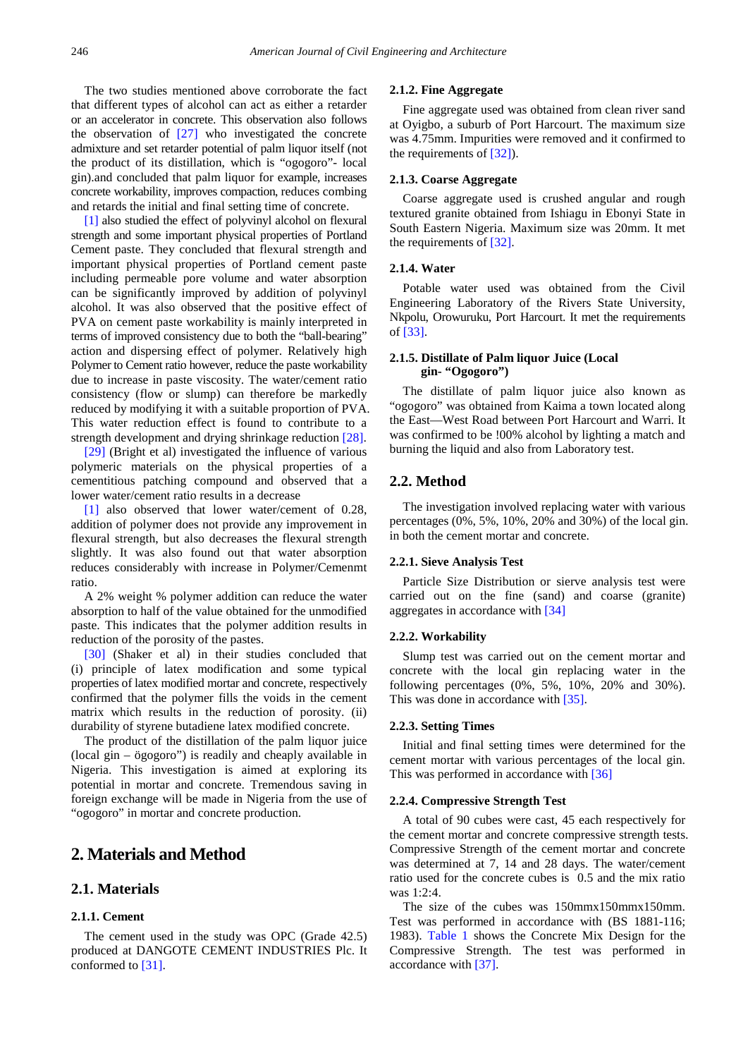The two studies mentioned above corroborate the fact that different types of alcohol can act as either a retarder or an accelerator in concrete. This observation also follows the observation of [27] who investigated the concrete admixture and set retarder potential of palm liquor itself (not the product of its distillation, which is "ogogoro"- local gin).and concluded that palm liquor for example, increases concrete workability, improves compaction, reduces combing and retards the initial and final setting time of concrete.

[1] also studied the effect of polyvinyl alcohol on flexural strength and some important physical properties of Portland Cement paste. They concluded that flexural strength and important physical properties of Portland cement paste including permeable pore volume and water absorption can be significantly improved by addition of polyvinyl alcohol. It was also observed that the positive effect of PVA on cement paste workability is mainly interpreted in terms of improved consistency due to both the "ball-bearing" action and dispersing effect of polymer. Relatively high Polymer to Cement ratio however, reduce the paste workability due to increase in paste viscosity. The water/cement ratio consistency (flow or slump) can therefore be markedly reduced by modifying it with a suitable proportion of PVA. This water reduction effect is found to contribute to a strength development and drying shrinkage reduction [28].

[29] (Bright et al) investigated the influence of various polymeric materials on the physical properties of a cementitious patching compound and observed that a lower water/cement ratio results in a decrease

[1] also observed that lower water/cement of 0.28, addition of polymer does not provide any improvement in flexural strength, but also decreases the flexural strength slightly. It was also found out that water absorption reduces considerably with increase in Polymer/Cemenmt ratio.

A 2% weight % polymer addition can reduce the water absorption to half of the value obtained for the unmodified paste. This indicates that the polymer addition results in reduction of the porosity of the pastes.

[30] (Shaker et al) in their studies concluded that (i) principle of latex modification and some typical properties of latex modified mortar and concrete, respectively confirmed that the polymer fills the voids in the cement matrix which results in the reduction of porosity. (ii) durability of styrene butadiene latex modified concrete.

The product of the distillation of the palm liquor juice (local gin – ögogoro") is readily and cheaply available in Nigeria. This investigation is aimed at exploring its potential in mortar and concrete. Tremendous saving in foreign exchange will be made in Nigeria from the use of "ogogoro" in mortar and concrete production.

# 2. Materials and Method

## 2.1. Materials

### 2.1.1. Cement

The cement used in the study was OPC (Grade 42.5) produced at DANGOTE CEMENT INDUSTRIES Plc. It conformed to [31].

### 2.1.2. Fine Aggregate

Fine aggregate used was obtained from clean river sand at Oyigbo, a suburb of Port Harcourt. The maximum size was 4.75mm. Impurities were removed and it confirmed to the requirements of [32]).

### 2.1.3. Coarse Aggregate

Coarse aggregate used is crushed angular and rough textured granite obtained from Ishiagu in Ebonyi State in South Eastern Nigeria. Maximum size was 20mm. It met the requirements of [32].

### 2.1.4. Water

Potable water used was obtained from the Civil Engineering Laboratory of the Rivers State University, Nkpolu, Orowuruku, Port Harcourt. It met the requirements of [33].

### 2.1.5. Distillate of Palm liquor Juice (Local gin- "Ogogoro")

The distillate of palm liquor juice also known as "ogogoro" was obtained from Kaima a town located along the East—West Road between Port Harcourt and Warri. It was confirmed to be !00% alcohol by lighting a match and burning the liquid and also from Laboratory test.

## 2.2. Method

The investigation involved replacing water with various percentages (0%, 5%, 10%, 20% and 30%) of the local gin. in both the cement mortar and concrete.

### 2.2.1. Sieve Analysis Test

Particle Size Distribution or sierve analysis test were carried out on the fine (sand) and coarse (granite) aggregates in accordance with [34]

### 2.2.2. Workability

Slump test was carried out on the cement mortar and concrete with the local gin replacing water in the following percentages (0%, 5%, 10%, 20% and 30%). This was done in accordance with [35].

### 2.2.3. Setting Times

Initial and final setting times were determined for the cement mortar with various percentages of the local gin. This was performed in accordance with [36]

### 2.2.4. Compressive Strength Test

A total of 90 cubes were cast, 45 each respectively for the cement mortar and concrete compressive strength tests. Compressive Strength of the cement mortar and concrete was determined at 7, 14 and 28 days. The water/cement ratio used for the concrete cubes is 0.5 and the mix ratio was 1:2:4.

The size of the cubes was 150mmx150mmx150mm. Test was performed in accordance with (BS 1881-116; 1983). Table 1 shows the Concrete Mix Design for the Compressive Strength. The test was performed in accordance with [37].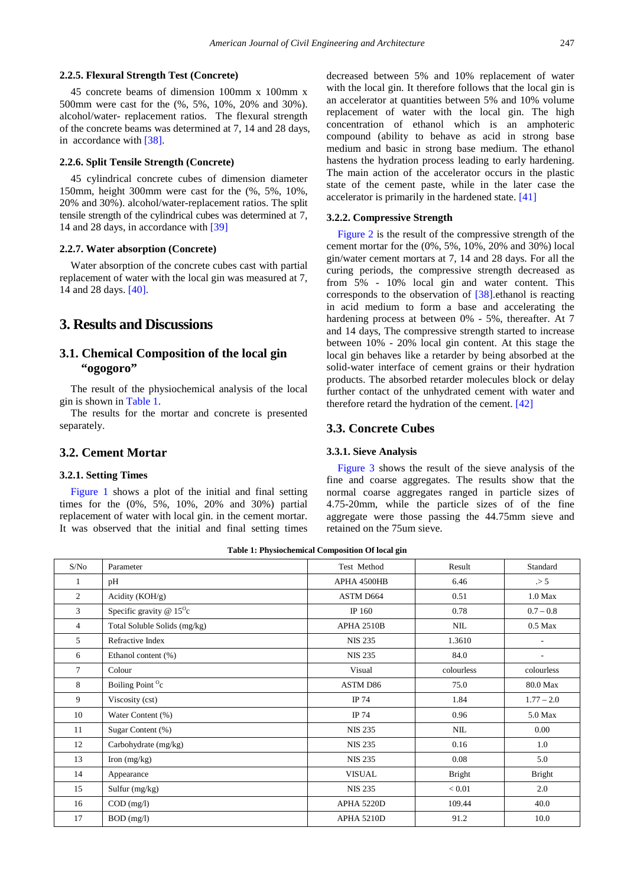#### 2.2.5. Flexural Strength Test (Concrete)

45 concrete beams of dimension 100mm x 100mm x 500mm were cast for the (%, 5%, 10%, 20% and 30%). alcohol/water- replacement ratios. The flexural strength of the concrete beams was determined at 7, 14 and 28 days, in accordance with [38].

#### 2.2.6. Split Tensile Strength (Concrete)

45 cylindrical concrete cubes of dimension diameter 150mm, height 300mm were cast for the (%, 5%, 10%, 20% and 30%). alcohol/water-replacement ratios. The split tensile strength of the cylindrical cubes was determined at 7, 14 and 28 days, in accordance with [39]

#### 2.2.7. Water absorption (Concrete)

Water absorption of the concrete cubes cast with partial replacement of water with the local gin was measured at 7, 14 and 28 days. [40].

## 3. Results and Discussions

### 3.1. Chemical Composition of the local gin "ogogoro"

The result of the physiochemical analysis of the local gin is shown in Table 1.

The results for the mortar and concrete is presented separately.

### 3.2. Cement Mortar

#### 3.2.1. Setting Times

Figure 1 shows a plot of the initial and final setting times for the (0%, 5%, 10%, 20% and 30%) partial replacement of water with local gin. in the cement mortar. It was observed that the initial and final setting times decreased between 5% and 10% replacement of water with the local gin. It therefore follows that the local gin is an accelerator at quantities between 5% and 10% volume replacement of water with the local gin. The high concentration of ethanol which is an amphoteric compound (ability to behave as acid in strong base medium and basic in strong base medium. The ethanol hastens the hydration process leading to early hardening. The main action of the accelerator occurs in the plastic state of the cement paste, while in the later case the accelerator is primarily in the hardened state. [41]

#### 3.2.2. Compressive Strength

Figure 2 is the result of the compressive strength of the cement mortar for the (0%, 5%, 10%, 20% and 30%) local gin/water cement mortars at 7, 14 and 28 days. For all the curing periods, the compressive strength decreased as from 5% - 10% local gin and water content. This corresponds to the observation of [38].ethanol is reacting in acid medium to form a base and accelerating the hardening process at between 0% - 5%, thereafter. At 7 and 14 days, The compressive strength started to increase between 10% - 20% local gin content. At this stage the local gin behaves like a retarder by being absorbed at the solid-water interface of cement grains or their hydration products. The absorbed retarder molecules block or delay further contact of the unhydrated cement with water and therefore retard the hydration of the cement. [42]

### 3.3. Concrete Cubes

#### 3.3.1. Sieve Analysis

Figure 3 shows the result of the sieve analysis of the fine and coarse aggregates. The results show that the normal coarse aggregates ranged in particle sizes of 4.75-20mm, while the particle sizes of of the fine aggregate were those passing the 44.75mm sieve and retained on the 75um sieve.

**Table 1: Physiochemical Composition Of local gin**

| S/No | Parameter | Test Method | Result | Standard |
|---|---|---|---|---|
| 1 | pH | APHA 4500HB | 6.46 | .> 5 |
| 2 | Acidity (KOH/g) | ASTM D664 | 0.51 | 1.0 Max |
| 3 | Specific gravity @ 15$^{o}$c | IP 160 | 0.78 | 0.7 – 0.8 |
| 4 | Total Soluble Solids (mg/kg) | APHA 2510B | NIL | 0.5 Max |
| 5 | Refractive Index | NIS 235 | 1.3610 | - |
| 6 | Ethanol content (%) | NIS 235 | 84.0 | - |
| 7 | Colour | Visual | colourless | colourless |
| 8 | Boiling Point $^{o}$c | ASTM D86 | 75.0 | 80.0 Max |
| 9 | Viscosity (cst) | IP 74 | 1.84 | 1.77 – 2.0 |
| 10 | Water Content (%) | IP 74 | 0.96 | 5.0 Max |
| 11 | Sugar Content (%) | NIS 235 | NIL | 0.00 |
| 12 | Carbohydrate (mg/kg) | NIS 235 | 0.16 | 1.0 |
| 13 | Iron (mg/kg) | NIS 235 | 0.08 | 5.0 |
| 14 | Appearance | VISUAL | Bright | Bright |
| 15 | Sulfur (mg/kg) | NIS 235 | < 0.01 | 2.0 |
| 16 | COD (mg/l) | APHA 5220D | 109.44 | 40.0 |
| 17 | BOD (mg/l) | APHA 5210D | 91.2 | 10.0 |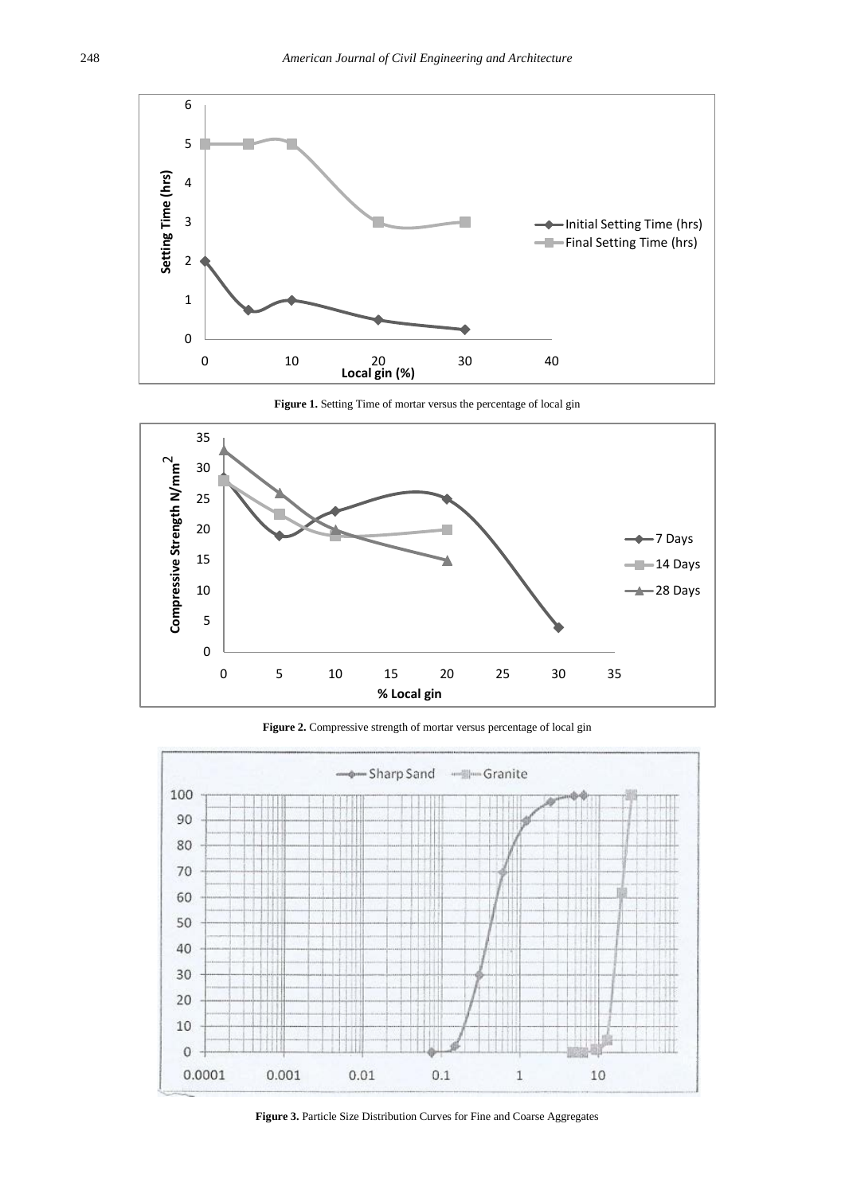**Figure 1.** Setting Time of mortar versus the percentage of local gin

**Figure 2.** Compressive strength of mortar versus percentage of local gin

**Figure 3.** Particle Size Distribution Curves for Fine and Coarse Aggregates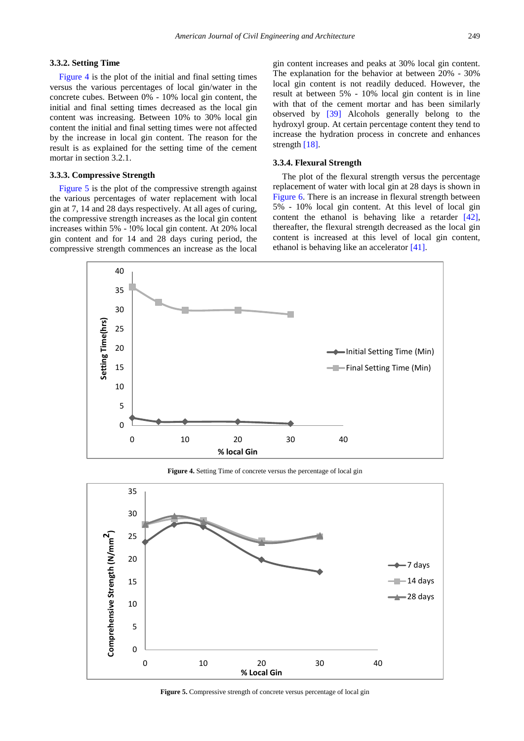### 3.3.2. Setting Time

Figure 4 is the plot of the initial and final setting times versus the various percentages of local gin/water in the concrete cubes. Between 0% - 10% local gin content, the initial and final setting times decreased as the local gin content was increasing. Between 10% to 30% local gin content the initial and final setting times were not affected by the increase in local gin content. The reason for the result is as explained for the setting time of the cement mortar in section 3.2.1.

### 3.3.3. Compressive Strength

Figure 5 is the plot of the compressive strength against the various percentages of water replacement with local gin at 7, 14 and 28 days respectively. At all ages of curing, the compressive strength increases as the local gin content increases within 5% - !0% local gin content. At 20% local gin content and for 14 and 28 days curing period, the compressive strength commences an increase as the local gin content increases and peaks at 30% local gin content. The explanation for the behavior at between 20% - 30% local gin content is not readily deduced. However, the result at between 5% - 10% local gin content is in line with that of the cement mortar and has been similarly observed by [39] Alcohols generally belong to the hydroxyl group. At certain percentage content they tend to increase the hydration process in concrete and enhances strength [18].

### 3.3.4. Flexural Strength

The plot of the flexural strength versus the percentage replacement of water with local gin at 28 days is shown in Figure 6. There is an increase in flexural strength between 5% - 10% local gin content. At this level of local gin content the ethanol is behaving like a retarder [42], thereafter, the flexural strength decreased as the local gin content is increased at this level of local gin content, ethanol is behaving like an accelerator [41].

**Figure 4.** Setting Time of concrete versus the percentage of local gin

**Figure 5.** Compressive strength of concrete versus percentage of local gin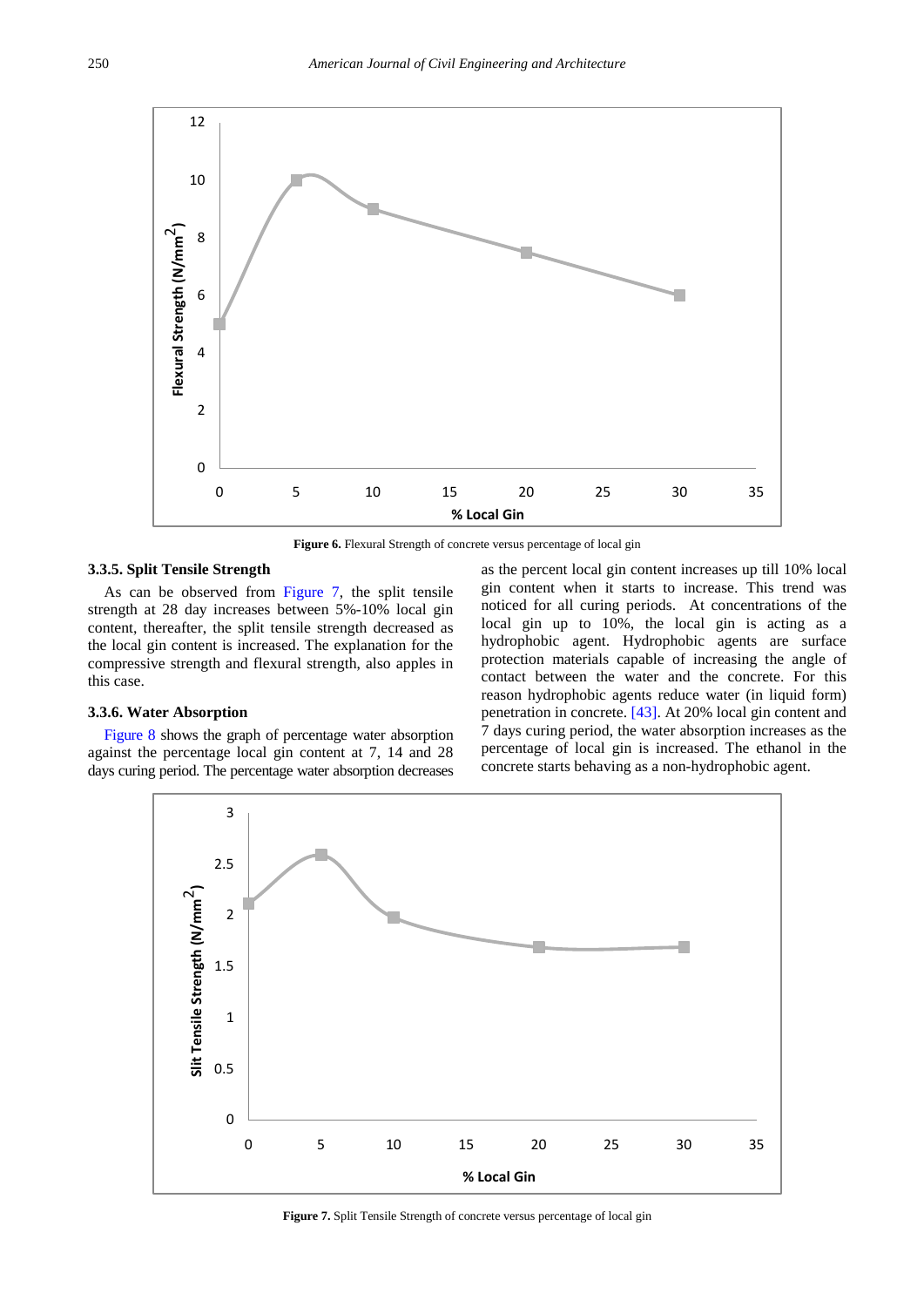Figure 6. Flexural Strength of concrete versus percentage of local gin

### 3.3.5. Split Tensile Strength

As can be observed from Figure 7, the split tensile strength at 28 day increases between 5%-10% local gin content, thereafter, the split tensile strength decreased as the local gin content is increased. The explanation for the compressive strength and flexural strength, also apples in this case.

### 3.3.6. Water Absorption

Figure 8 shows the graph of percentage water absorption against the percentage local gin content at 7, 14 and 28 days curing period. The percentage water absorption decreases as the percent local gin content increases up till 10% local gin content when it starts to increase. This trend was noticed for all curing periods. At concentrations of the local gin up to 10%, the local gin is acting as a hydrophobic agent. Hydrophobic agents are surface protection materials capable of increasing the angle of contact between the water and the concrete. For this reason hydrophobic agents reduce water (in liquid form) penetration in concrete. [43]. At 20% local gin content and 7 days curing period, the water absorption increases as the percentage of local gin is increased. The ethanol in the concrete starts behaving as a non-hydrophobic agent.

Figure 7. Split Tensile Strength of concrete versus percentage of local gin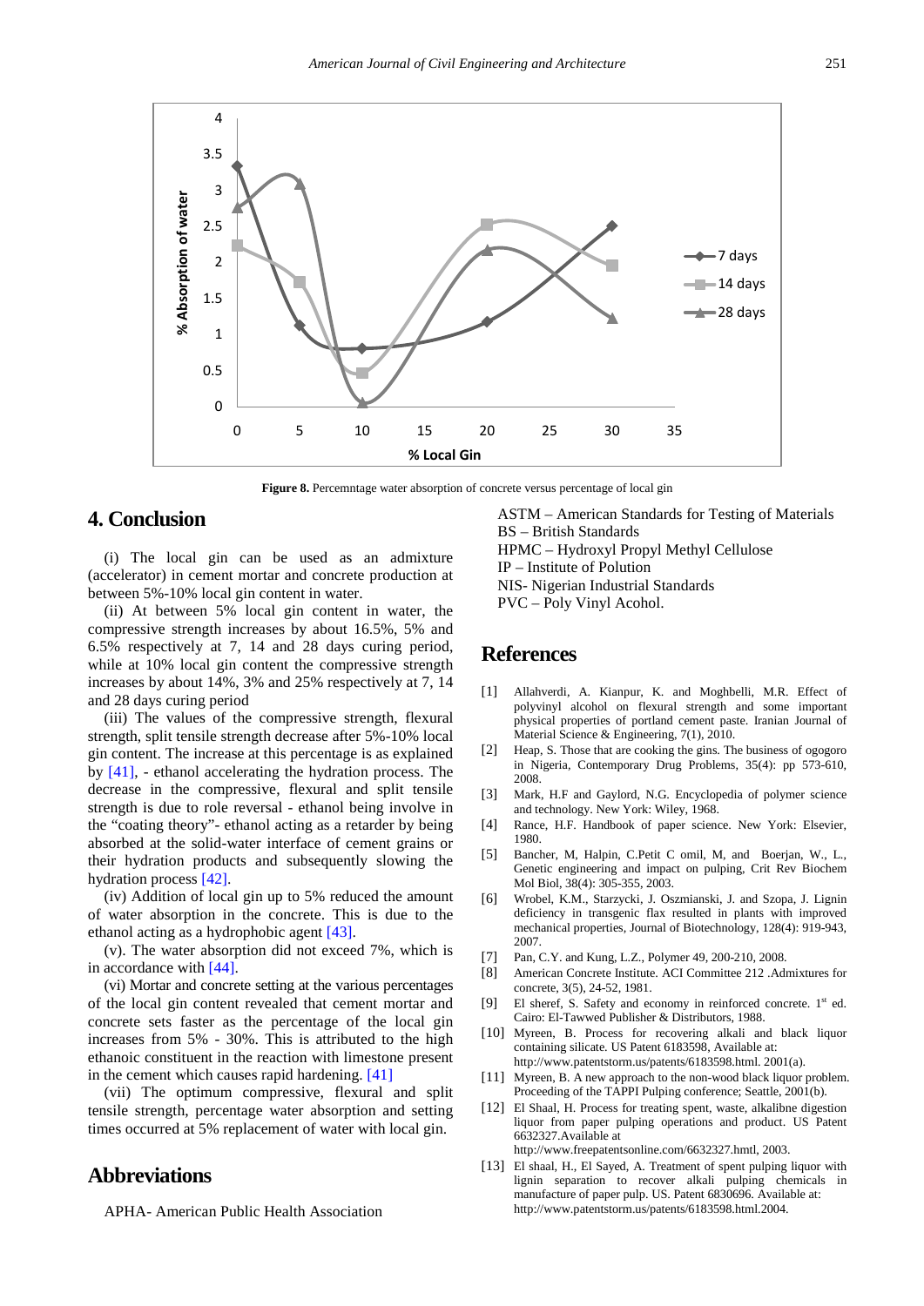Figure 8. Percemntage water absorption of concrete versus percentage of local gin

## 4. Conclusion

(i) The local gin can be used as an admixture (accelerator) in cement mortar and concrete production at between 5%-10% local gin content in water.

(ii) At between 5% local gin content in water, the compressive strength increases by about 16.5%, 5% and 6.5% respectively at 7, 14 and 28 days curing period, while at 10% local gin content the compressive strength increases by about 14%, 3% and 25% respectively at 7, 14 and 28 days curing period

(iii) The values of the compressive strength, flexural strength, split tensile strength decrease after 5%-10% local gin content. The increase at this percentage is as explained by [41], - ethanol accelerating the hydration process. The decrease in the compressive, flexural and split tensile strength is due to role reversal - ethanol being involve in the "coating theory"- ethanol acting as a retarder by being absorbed at the solid-water interface of cement grains or their hydration products and subsequently slowing the hydration process [42].

(iv) Addition of local gin up to 5% reduced the amount of water absorption in the concrete. This is due to the ethanol acting as a hydrophobic agent [43].

(v). The water absorption did not exceed 7%, which is in accordance with [44].

(vi) Mortar and concrete setting at the various percentages of the local gin content revealed that cement mortar and concrete sets faster as the percentage of the local gin increases from 5% - 30%. This is attributed to the high ethanoic constituent in the reaction with limestone present in the cement which causes rapid hardening. [41]

(vii) The optimum compressive, flexural and split tensile strength, percentage water absorption and setting times occurred at 5% replacement of water with local gin.

## Abbreviations

APHA- American Public Health Association
ASTM – American Standards for Testing of Materials
BS – British Standards
HPMC – Hydroxyl Propyl Methyl Cellulose
IP – Institute of Polution
NIS- Nigerian Industrial Standards
PVC – Poly Vinyl Acohol.

## References

[1] Allahverdi, A. Kianpur, K. and Moghbelli, M.R. Effect of polyvinyl alcohol on flexural strength and some important physical properties of portland cement paste. Iranian Journal of Material Science & Engineering, 7(1), 2010.

[2] Heap, S. Those that are cooking the gins. The business of ogogoro in Nigeria, Contemporary Drug Problems, 35(4): pp 573-610, 2008.

[3] Mark, H.F and Gaylord, N.G. Encyclopedia of polymer science and technology. New York: Wiley, 1968.

[4] Rance, H.F. Handbook of paper science. New York: Elsevier, 1980.

[5] Bancher, M, Halpin, C.Petit C omil, M, and Boerjan, W., L., Genetic engineering and impact on pulping, Crit Rev Biochem Mol Biol, 38(4): 305-355, 2003.

[6] Wrobel, K.M., Starzycki, J. Oszmianski, J. and Szopa, J. Lignin deficiency in transgenic flax resulted in plants with improved mechanical properties, Journal of Biotechnology, 128(4): 919-943, 2007.

[7] Pan, C.Y. and Kung, L.Z., Polymer 49, 200-210, 2008.

[8] American Concrete Institute. ACI Committee 212 .Admixtures for concrete, 3(5), 24-52, 1981.

[9] El sheref, S. Safety and economy in reinforced concrete. 1st ed. Cairo: El-Tawwed Publisher & Distributors, 1988.

[10] Myreen, B. Process for recovering alkali and black liquor containing silicate. US Patent 6183598, Available at: http://www.patentstorm.us/patents/6183598.html. 2001(a).

[11] Myreen, B. A new approach to the non-wood black liquor problem. Proceeding of the TAPPI Pulping conference; Seattle, 2001(b).

[12] El Shaal, H. Process for treating spent, waste, alkalibne digestion liquor from paper pulping operations and product. US Patent 6632327.Available at http://www.freepatentsonline.com/6632327.hmtl, 2003.

[13] El shaal, H., El Sayed, A. Treatment of spent pulping liquor with lignin separation to recover alkali pulping chemicals in manufacture of paper pulp. US. Patent 6830696. Available at: http://www.patentstorm.us/patents/6183598.html.2004.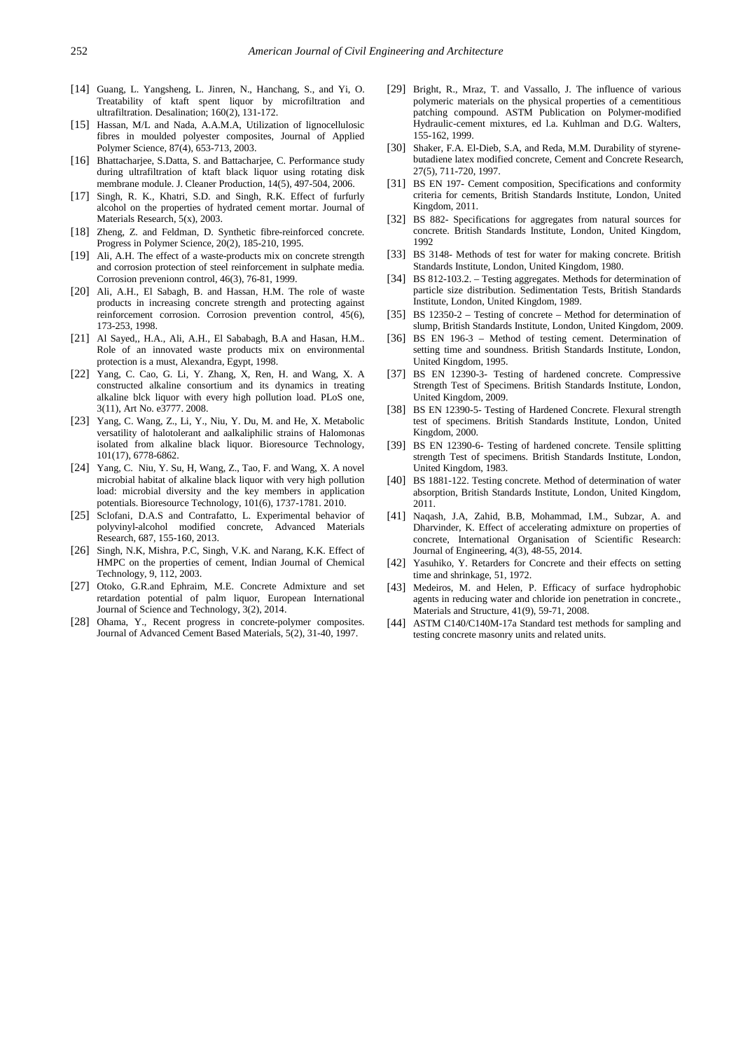[14] Guang, L. Yangsheng, L. Jinren, N., Hanchang, S., and Yi, O. Treatability of ktaft spent liquor by microfiltration and ultrafiltration. Desalination; 160(2), 131-172.

[15] Hassan, M/L and Nada, A.A.M.A, Utilization of lignocellulosic fibres in moulded polyester composites, Journal of Applied Polymer Science, 87(4), 653-713, 2003.

[16] Bhattacharjee, S.Datta, S. and Battacharjee, C. Performance study during ultrafiltration of ktaft black liquor using rotating disk membrane module. J. Cleaner Production, 14(5), 497-504, 2006.

[17] Singh, R. K., Khatri, S.D. and Singh, R.K. Effect of furfurly alcohol on the properties of hydrated cement mortar. Journal of Materials Research, 5(x), 2003.

[18] Zheng, Z. and Feldman, D. Synthetic fibre-reinforced concrete. Progress in Polymer Science, 20(2), 185-210, 1995.

[19] Ali, A.H. The effect of a waste-products mix on concrete strength and corrosion protection of steel reinforcement in sulphate media. Corrosion prevenionn control, 46(3), 76-81, 1999.

[20] Ali, A.H., El Sabagh, B. and Hassan, H.M. The role of waste products in increasing concrete strength and protecting against reinforcement corrosion. Corrosion prevention control, 45(6), 173-253, 1998.

[21] Al Sayed,, H.A., Ali, A.H., El Sababagh, B.A and Hasan, H.M.. Role of an innovated waste products mix on environmental protection is a must, Alexandra, Egypt, 1998.

[22] Yang, C. Cao, G. Li, Y. Zhang, X, Ren, H. and Wang, X. A constructed alkaline consortium and its dynamics in treating alkaline blck liquor with every high pollution load. PLoS one, 3(11), Art No. e3777. 2008.

[23] Yang, C. Wang, Z., Li, Y., Niu, Y. Du, M. and He, X. Metabolic versatility of halotolerant and aalkaliphilic strains of Halomonas isolated from alkaline black liquor. Bioresource Technology, 101(17), 6778-6862.

[24] Yang, C. Niu, Y. Su, H, Wang, Z., Tao, F. and Wang, X. A novel microbial habitat of alkaline black liquor with very high pollution load: microbial diversity and the key members in application potentials. Bioresource Technology, 101(6), 1737-1781. 2010.

[25] Sclofani, D.A.S and Contrafatto, L. Experimental behavior of polyvinyl-alcohol modified concrete, Advanced Materials Research, 687, 155-160, 2013.

[26] Singh, N.K, Mishra, P.C, Singh, V.K. and Narang, K.K. Effect of HMPC on the properties of cement, Indian Journal of Chemical Technology, 9, 112, 2003.

[27] Otoko, G.R.and Ephraim, M.E. Concrete Admixture and set retardation potential of palm liquor, European International Journal of Science and Technology, 3(2), 2014.

[28] Ohama, Y., Recent progress in concrete-polymer composites. Journal of Advanced Cement Based Materials, 5(2), 31-40, 1997.

[29] Bright, R., Mraz, T. and Vassallo, J. The influence of various polymeric materials on the physical properties of a cementitious patching compound. ASTM Publication on Polymer-modified Hydraulic-cement mixtures, ed l.a. Kuhlman and D.G. Walters, 155-162, 1999.

[30] Shaker, F.A. El-Dieb, S.A, and Reda, M.M. Durability of styrene-butadiene latex modified concrete, Cement and Concrete Research, 27(5), 711-720, 1997.

[31] BS EN 197- Cement composition, Specifications and conformity criteria for cements, British Standards Institute, London, United Kingdom, 2011.

[32] BS 882- Specifications for aggregates from natural sources for concrete. British Standards Institute, London, United Kingdom, 1992

[33] BS 3148- Methods of test for water for making concrete. British Standards Institute, London, United Kingdom, 1980.

[34] BS 812-103.2. – Testing aggregates. Methods for determination of particle size distribution. Sedimentation Tests, British Standards Institute, London, United Kingdom, 1989.

[35] BS 12350-2 – Testing of concrete – Method for determination of slump, British Standards Institute, London, United Kingdom, 2009.

[36] BS EN 196-3 – Method of testing cement. Determination of setting time and soundness. British Standards Institute, London, United Kingdom, 1995.

[37] BS EN 12390-3- Testing of hardened concrete. Compressive Strength Test of Specimens. British Standards Institute, London, United Kingdom, 2009.

[38] BS EN 12390-5- Testing of Hardened Concrete. Flexural strength test of specimens. British Standards Institute, London, United Kingdom, 2000.

[39] BS EN 12390-6- Testing of hardened concrete. Tensile splitting strength Test of specimens. British Standards Institute, London, United Kingdom, 1983.

[40] BS 1881-122. Testing concrete. Method of determination of water absorption, British Standards Institute, London, United Kingdom, 2011.

[41] Naqash, J.A, Zahid, B.B, Mohammad, I.M., Subzar, A. and Dharvinder, K. Effect of accelerating admixture on properties of concrete, International Organisation of Scientific Research: Journal of Engineering, 4(3), 48-55, 2014.

[42] Yasuhiko, Y. Retarders for Concrete and their effects on setting time and shrinkage, 51, 1972.

[43] Medeiros, M. and Helen, P. Efficacy of surface hydrophobic agents in reducing water and chloride ion penetration in concrete., Materials and Structure, 41(9), 59-71, 2008.

[44] ASTM C140/C140M-17a Standard test methods for sampling and testing concrete masonry units and related units.